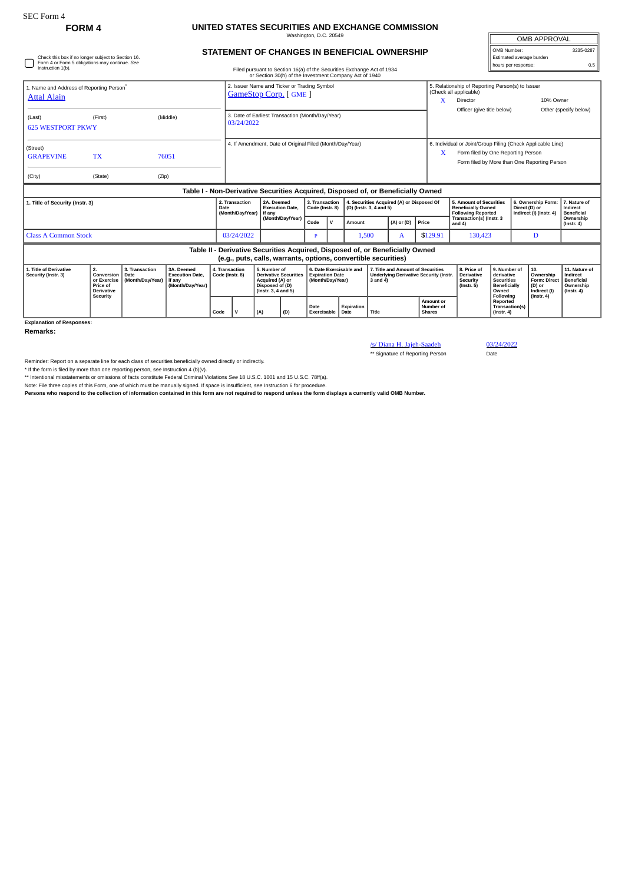SEC Form 4

**FORM 4**

# UNITED STATES SECURITIES AND EXCHANGE COMMISSION

Washington, D.C. 20549

## STATEMENT OF CHANGES IN BENEFICIAL OWNERSHIP

Filed pursuant to Section 16(a) of the Securities Exchange Act of 1934 or Section 30(h) of the Investment Company Act of 1940

| OMB APPROVAL | |
|---|---|
| OMB Number: | 3235-0287 |
| Estimated average burden | |
| hours per response: | 0.5 |

☐ Check this box if no longer subject to Section 16. Form 4 or Form 5 obligations may continue. *See* Instruction 1(b).

| 1. Name and Address of Reporting Person* | 2. Issuer Name **and** Ticker or Trading Symbol | 5. Relationship of Reporting Person(s) to Issuer (Check all applicable) |
|---|---|---|
| Attal Alain | GameStop Corp. [ GME ] | X Director / 10% Owner / Officer (give title below) / Other (specify below) |
| (Last) (First) (Middle) 625 WESTPORT PKWY | 3. Date of Earliest Transaction (Month/Day/Year) 03/24/2022 | |
| (Street) GRAPEVINE TX 76051 | 4. If Amendment, Date of Original Filed (Month/Day/Year) | 6. Individual or Joint/Group Filing (Check Applicable Line) X Form filed by One Reporting Person / Form filed by More than One Reporting Person |
| (City) (State) (Zip) | | |

**Table I - Non-Derivative Securities Acquired, Disposed of, or Beneficially Owned**

| 1. Title of Security (Instr. 3) | 2. Transaction Date (Month/Day/Year) | 2A. Deemed Execution Date, if any (Month/Day/Year) | 3. Transaction Code (Instr. 8) | | 4. Securities Acquired (A) or Disposed Of (D) (Instr. 3, 4 and 5) | | | 5. Amount of Securities Beneficially Owned Following Reported Transaction(s) (Instr. 3 and 4) | 6. Ownership Form: Direct (D) or Indirect (I) (Instr. 4) | 7. Nature of Indirect Beneficial Ownership (Instr. 4) |
|---|---|---|---|---|---|---|---|---|---|---|
| | | | Code | V | Amount | (A) or (D) | Price | | | |
| Class A Common Stock | 03/24/2022 | | P | | 1,500 | A | $129.91 | 130,423 | D | |

**Table II - Derivative Securities Acquired, Disposed of, or Beneficially Owned (e.g., puts, calls, warrants, options, convertible securities)**

| 1. Title of Derivative Security (Instr. 3) | 2. Conversion or Exercise Price of Derivative Security | 3. Transaction Date (Month/Day/Year) | 3A. Deemed Execution Date, if any (Month/Day/Year) | 4. Transaction Code (Instr. 8) | | 5. Number of Derivative Securities Acquired (A) or Disposed of (D) (Instr. 3, 4 and 5) | | 6. Date Exercisable and Expiration Date (Month/Day/Year) | | 7. Title and Amount of Securities Underlying Derivative Security (Instr. 3 and 4) | | 8. Price of Derivative Security (Instr. 5) | 9. Number of derivative Securities Beneficially Owned Following Reported Transaction(s) (Instr. 4) | 10. Ownership Form: Direct (D) or Indirect (I) (Instr. 4) | 11. Nature of Indirect Beneficial Ownership (Instr. 4) |
|---|---|---|---|---|---|---|---|---|---|---|---|---|---|---|---|
| | | | | Code | V | (A) | (D) | Date Exercisable | Expiration Date | Title | Amount or Number of Shares | | | | |

**Explanation of Responses:**

**Remarks:**

/s/ Diana H. Jajeh-Saadeh — 03/24/2022

** Signature of Reporting Person — Date

Reminder: Report on a separate line for each class of securities beneficially owned directly or indirectly.

* If the form is filed by more than one reporting person, *see* Instruction 4 (b)(v).

** Intentional misstatements or omissions of facts constitute Federal Criminal Violations *See* 18 U.S.C. 1001 and 15 U.S.C. 78ff(a).

Note: File three copies of this Form, one of which must be manually signed. If space is insufficient, *see* Instruction 6 for procedure.

**Persons who respond to the collection of information contained in this form are not required to respond unless the form displays a currently valid OMB Number.**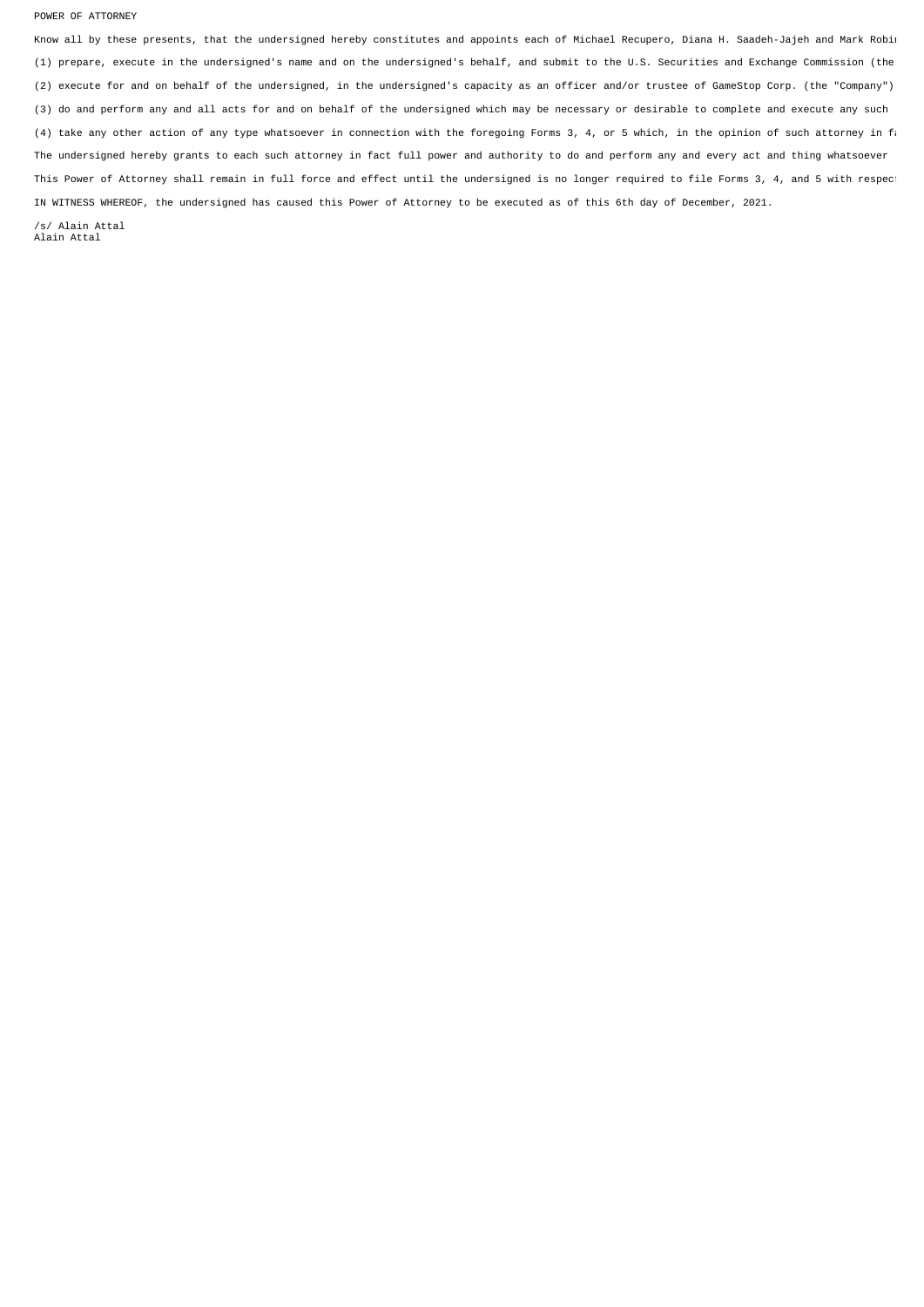POWER OF ATTORNEY

Know all by these presents, that the undersigned hereby constitutes and appoints each of Michael Recupero, Diana H. Saadeh-Jajeh and Mark Robi

(1) prepare, execute in the undersigned's name and on the undersigned's behalf, and submit to the U.S. Securities and Exchange Commission (the

(2) execute for and on behalf of the undersigned, in the undersigned's capacity as an officer and/or trustee of GameStop Corp. (the "Company")

(3) do and perform any and all acts for and on behalf of the undersigned which may be necessary or desirable to complete and execute any such

(4) take any other action of any type whatsoever in connection with the foregoing Forms 3, 4, or 5 which, in the opinion of such attorney in f

The undersigned hereby grants to each such attorney in fact full power and authority to do and perform any and every act and thing whatsoever

This Power of Attorney shall remain in full force and effect until the undersigned is no longer required to file Forms 3, 4, and 5 with respec

IN WITNESS WHEREOF, the undersigned has caused this Power of Attorney to be executed as of this 6th day of December, 2021.

/s/ Alain Attal
Alain Attal